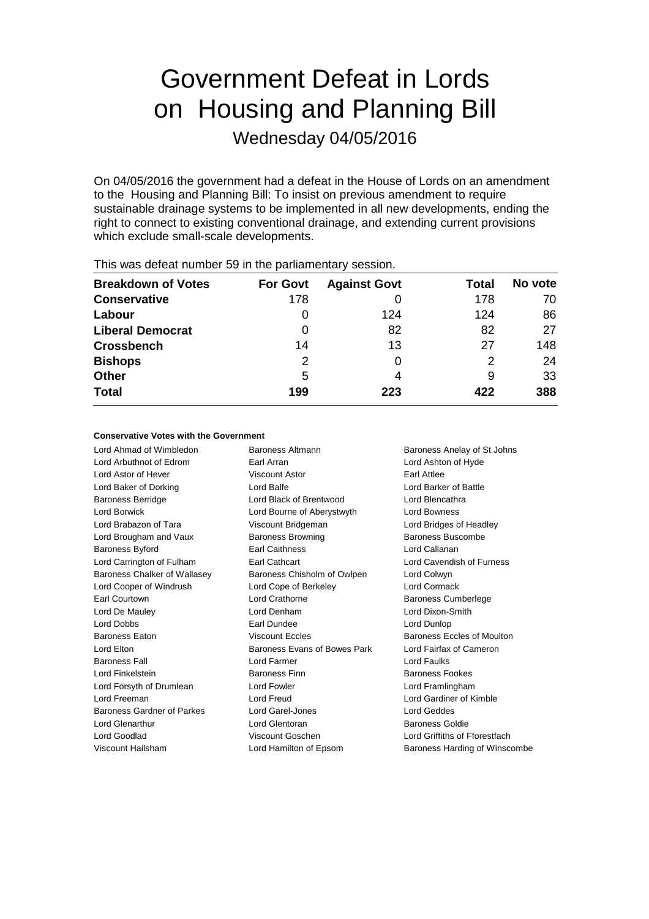# Government Defeat in Lords on Housing and Planning Bill

Wednesday 04/05/2016

On 04/05/2016 the government had a defeat in the House of Lords on an amendment to the Housing and Planning Bill: To insist on previous amendment to require sustainable drainage systems to be implemented in all new developments, ending the right to connect to existing conventional drainage, and extending current provisions which exclude small-scale developments.

This was defeat number 59 in the parliamentary session.

| Breakdown of Votes | For Govt | Against Govt | Total | No vote |
|---|---|---|---|---|
| **Conservative** | 178 | 0 | 178 | 70 |
| **Labour** | 0 | 124 | 124 | 86 |
| **Liberal Democrat** | 0 | 82 | 82 | 27 |
| **Crossbench** | 14 | 13 | 27 | 148 |
| **Bishops** | 2 | 0 | 2 | 24 |
| **Other** | 5 | 4 | 9 | 33 |
| **Total** | **199** | **223** | **422** | **388** |

#### Conservative Votes with the Government

| | | |
|---|---|---|
| Lord Ahmad of Wimbledon | Baroness Altmann | Baroness Anelay of St Johns |
| Lord Arbuthnot of Edrom | Earl Arran | Lord Ashton of Hyde |
| Lord Astor of Hever | Viscount Astor | Earl Attlee |
| Lord Baker of Dorking | Lord Balfe | Lord Barker of Battle |
| Baroness Berridge | Lord Black of Brentwood | Lord Blencathra |
| Lord Borwick | Lord Bourne of Aberystwyth | Lord Bowness |
| Lord Brabazon of Tara | Viscount Bridgeman | Lord Bridges of Headley |
| Lord Brougham and Vaux | Baroness Browning | Baroness Buscombe |
| Baroness Byford | Earl Caithness | Lord Callanan |
| Lord Carrington of Fulham | Earl Cathcart | Lord Cavendish of Furness |
| Baroness Chalker of Wallasey | Baroness Chisholm of Owlpen | Lord Colwyn |
| Lord Cooper of Windrush | Lord Cope of Berkeley | Lord Cormack |
| Earl Courtown | Lord Crathorne | Baroness Cumberlege |
| Lord De Mauley | Lord Denham | Lord Dixon-Smith |
| Lord Dobbs | Earl Dundee | Lord Dunlop |
| Baroness Eaton | Viscount Eccles | Baroness Eccles of Moulton |
| Lord Elton | Baroness Evans of Bowes Park | Lord Fairfax of Cameron |
| Baroness Fall | Lord Farmer | Lord Faulks |
| Lord Finkelstein | Baroness Finn | Baroness Fookes |
| Lord Forsyth of Drumlean | Lord Fowler | Lord Framlingham |
| Lord Freeman | Lord Freud | Lord Gardiner of Kimble |
| Baroness Gardner of Parkes | Lord Garel-Jones | Lord Geddes |
| Lord Glenarthur | Lord Glentoran | Baroness Goldie |
| Lord Goodlad | Viscount Goschen | Lord Griffiths of Fforestfach |
| Viscount Hailsham | Lord Hamilton of Epsom | Baroness Harding of Winscombe |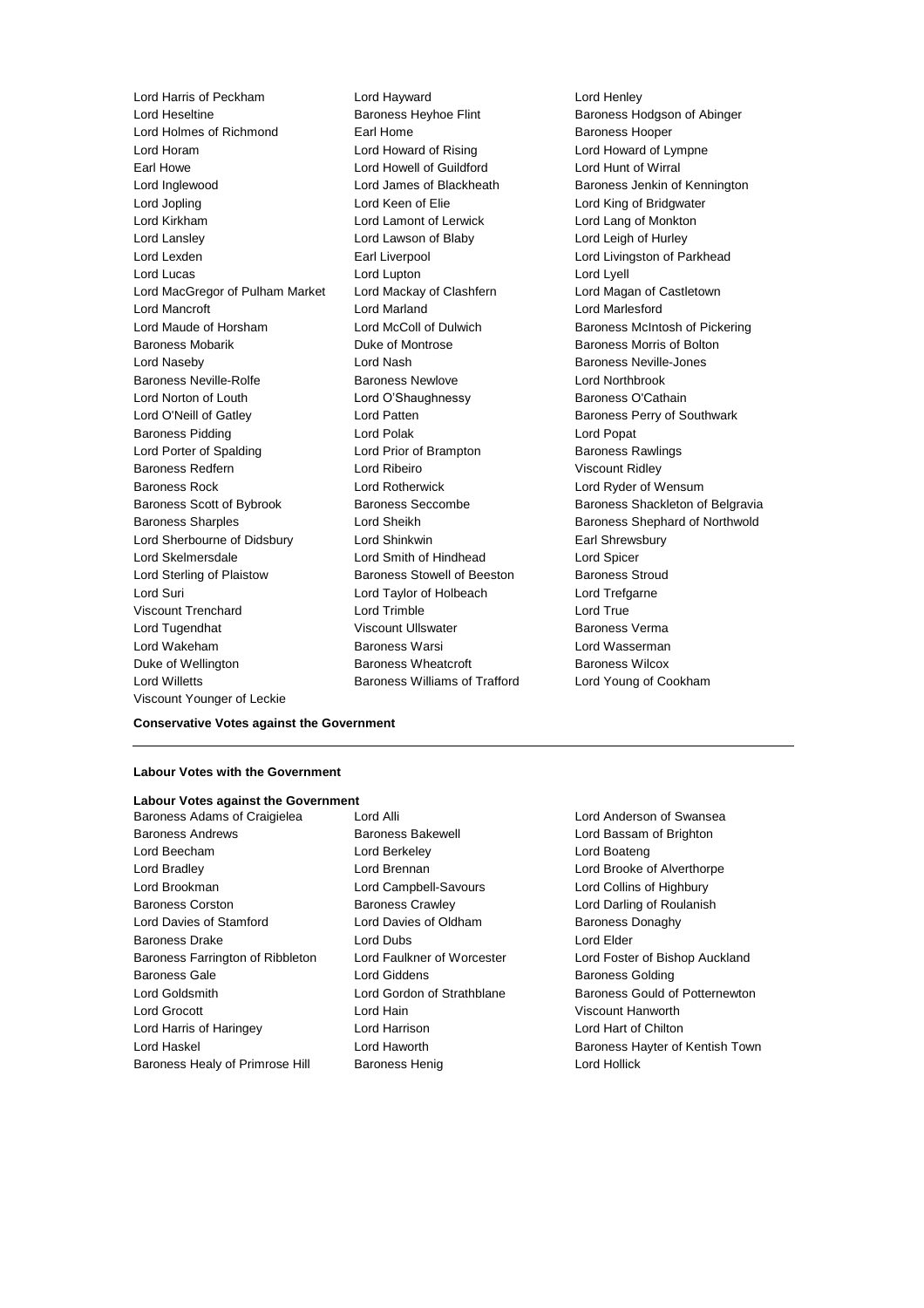Lord Harris of Peckham
Lord Hayward
Lord Henley
Lord Heseltine
Baroness Heyhoe Flint
Baroness Hodgson of Abinger
Lord Holmes of Richmond
Earl Home
Baroness Hooper
Lord Horam
Lord Howard of Rising
Lord Howard of Lympne
Earl Howe
Lord Howell of Guildford
Lord Hunt of Wirral
Lord Inglewood
Lord James of Blackheath
Baroness Jenkin of Kennington
Lord Jopling
Lord Keen of Elie
Lord King of Bridgwater
Lord Kirkham
Lord Lamont of Lerwick
Lord Lang of Monkton
Lord Lansley
Lord Lawson of Blaby
Lord Leigh of Hurley
Lord Lexden
Earl Liverpool
Lord Livingston of Parkhead
Lord Lucas
Lord Lupton
Lord Lyell
Lord MacGregor of Pulham Market
Lord Mackay of Clashfern
Lord Magan of Castletown
Lord Mancroft
Lord Marland
Lord Marlesford
Lord Maude of Horsham
Lord McColl of Dulwich
Baroness McIntosh of Pickering
Baroness Mobarik
Duke of Montrose
Baroness Morris of Bolton
Lord Naseby
Lord Nash
Baroness Neville-Jones
Baroness Neville-Rolfe
Baroness Newlove
Lord Northbrook
Lord Norton of Louth
Lord O'Shaughnessy
Baroness O'Cathain
Lord O'Neill of Gatley
Lord Patten
Baroness Perry of Southwark
Baroness Pidding
Lord Polak
Lord Popat
Lord Porter of Spalding
Lord Prior of Brampton
Baroness Rawlings
Baroness Redfern
Lord Ribeiro
Viscount Ridley
Baroness Rock
Lord Rotherwick
Lord Ryder of Wensum
Baroness Scott of Bybrook
Baroness Seccombe
Baroness Shackleton of Belgravia
Baroness Sharples
Lord Sheikh
Baroness Shephard of Northwold
Lord Sherbourne of Didsbury
Lord Shinkwin
Earl Shrewsbury
Lord Skelmersdale
Lord Smith of Hindhead
Lord Spicer
Lord Sterling of Plaistow
Baroness Stowell of Beeston
Baroness Stroud
Lord Suri
Lord Taylor of Holbeach
Lord Trefgarne
Viscount Trenchard
Lord Trimble
Lord True
Lord Tugendhat
Viscount Ullswater
Baroness Verma
Lord Wakeham
Baroness Warsi
Lord Wasserman
Duke of Wellington
Baroness Wheatcroft
Baroness Wilcox
Lord Willetts
Baroness Williams of Trafford
Lord Young of Cookham
Viscount Younger of Leckie

**Conservative Votes against the Government**

---

**Labour Votes with the Government**

**Labour Votes against the Government**

Baroness Adams of Craigielea
Lord Alli
Lord Anderson of Swansea
Baroness Andrews
Baroness Bakewell
Lord Bassam of Brighton
Lord Beecham
Lord Berkeley
Lord Boateng
Lord Bradley
Lord Brennan
Lord Brooke of Alverthorpe
Lord Brookman
Lord Campbell-Savours
Lord Collins of Highbury
Baroness Corston
Baroness Crawley
Lord Darling of Roulanish
Lord Davies of Stamford
Lord Davies of Oldham
Baroness Donaghy
Baroness Drake
Lord Dubs
Lord Elder
Baroness Farrington of Ribbleton
Lord Faulkner of Worcester
Lord Foster of Bishop Auckland
Baroness Gale
Lord Giddens
Baroness Golding
Lord Goldsmith
Lord Gordon of Strathblane
Baroness Gould of Potternewton
Lord Grocott
Lord Hain
Viscount Hanworth
Lord Harris of Haringey
Lord Harrison
Lord Hart of Chilton
Lord Haskel
Lord Haworth
Baroness Hayter of Kentish Town
Baroness Healy of Primrose Hill
Baroness Henig
Lord Hollick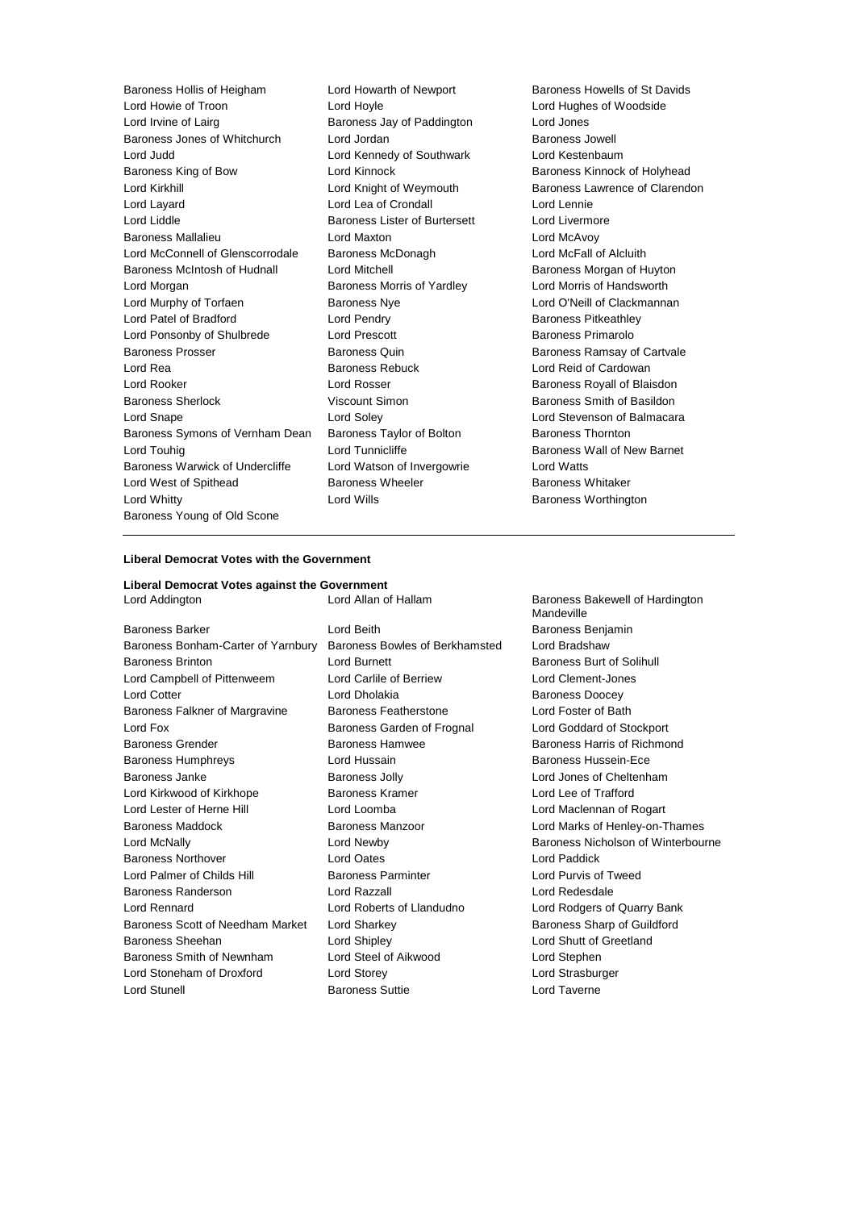Baroness Hollis of Heigham
Lord Howarth of Newport
Baroness Howells of St Davids
Lord Howie of Troon
Lord Hoyle
Lord Hughes of Woodside
Lord Irvine of Lairg
Baroness Jay of Paddington
Lord Jones
Baroness Jones of Whitchurch
Lord Jordan
Baroness Jowell
Lord Judd
Lord Kennedy of Southwark
Lord Kestenbaum
Baroness King of Bow
Lord Kinnock
Baroness Kinnock of Holyhead
Lord Kirkhill
Lord Knight of Weymouth
Baroness Lawrence of Clarendon
Lord Layard
Lord Lea of Crondall
Lord Lennie
Lord Liddle
Baroness Lister of Burtersett
Lord Livermore
Baroness Mallalieu
Lord Maxton
Lord McAvoy
Lord McConnell of Glenscorrodale
Baroness McDonagh
Lord McFall of Alcluith
Baroness McIntosh of Hudnall
Lord Mitchell
Baroness Morgan of Huyton
Lord Morgan
Baroness Morris of Yardley
Lord Morris of Handsworth
Lord Murphy of Torfaen
Baroness Nye
Lord O'Neill of Clackmannan
Lord Patel of Bradford
Lord Pendry
Baroness Pitkeathley
Lord Ponsonby of Shulbrede
Lord Prescott
Baroness Primarolo
Baroness Prosser
Baroness Quin
Baroness Ramsay of Cartvale
Lord Rea
Baroness Rebuck
Lord Reid of Cardowan
Lord Rooker
Lord Rosser
Baroness Royall of Blaisdon
Baroness Sherlock
Viscount Simon
Baroness Smith of Basildon
Lord Snape
Lord Soley
Lord Stevenson of Balmacara
Baroness Symons of Vernham Dean
Baroness Taylor of Bolton
Baroness Thornton
Lord Touhig
Lord Tunnicliffe
Baroness Wall of New Barnet
Baroness Warwick of Undercliffe
Lord Watson of Invergowrie
Lord Watts
Lord West of Spithead
Baroness Wheeler
Baroness Whitaker
Lord Whitty
Lord Wills
Baroness Worthington
Baroness Young of Old Scone

---

**Liberal Democrat Votes with the Government**

**Liberal Democrat Votes against the Government**

Lord Addington
Lord Allan of Hallam
Baroness Bakewell of Hardington Mandeville
Baroness Barker
Lord Beith
Baroness Benjamin
Baroness Bonham-Carter of Yarnbury
Baroness Bowles of Berkhamsted
Lord Bradshaw
Baroness Brinton
Lord Burnett
Baroness Burt of Solihull
Lord Campbell of Pittenweem
Lord Carlile of Berriew
Lord Clement-Jones
Lord Cotter
Lord Dholakia
Baroness Doocey
Baroness Falkner of Margravine
Baroness Featherstone
Lord Foster of Bath
Lord Fox
Baroness Garden of Frognal
Lord Goddard of Stockport
Baroness Grender
Baroness Hamwee
Baroness Harris of Richmond
Baroness Humphreys
Lord Hussain
Baroness Hussein-Ece
Baroness Janke
Baroness Jolly
Lord Jones of Cheltenham
Lord Kirkwood of Kirkhope
Baroness Kramer
Lord Lee of Trafford
Lord Lester of Herne Hill
Lord Loomba
Lord Maclennan of Rogart
Baroness Maddock
Baroness Manzoor
Lord Marks of Henley-on-Thames
Lord McNally
Lord Newby
Baroness Nicholson of Winterbourne
Baroness Northover
Lord Oates
Lord Paddick
Lord Palmer of Childs Hill
Baroness Parminter
Lord Purvis of Tweed
Baroness Randerson
Lord Razzall
Lord Redesdale
Lord Rennard
Lord Roberts of Llandudno
Lord Rodgers of Quarry Bank
Baroness Scott of Needham Market
Lord Sharkey
Baroness Sharp of Guildford
Baroness Sheehan
Lord Shipley
Lord Shutt of Greetland
Baroness Smith of Newnham
Lord Steel of Aikwood
Lord Stephen
Lord Stoneham of Droxford
Lord Storey
Lord Strasburger
Lord Stunell
Baroness Suttie
Lord Taverne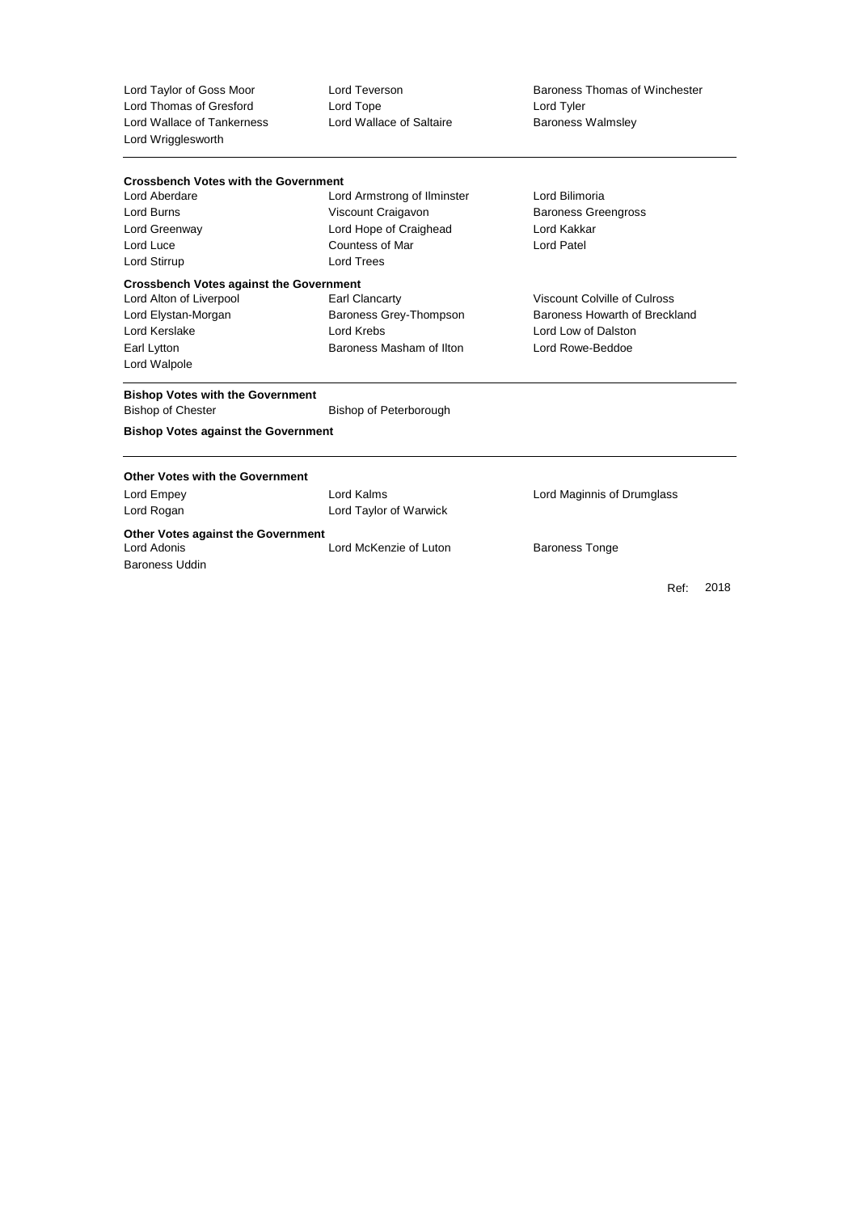Lord Taylor of Goss Moor
Lord Teverson
Baroness Thomas of Winchester
Lord Thomas of Gresford
Lord Tope
Lord Tyler
Lord Wallace of Tankerness
Lord Wallace of Saltaire
Baroness Walmsley
Lord Wrigglesworth

---

**Crossbench Votes with the Government**

Lord Aberdare
Lord Armstrong of Ilminster
Lord Bilimoria
Lord Burns
Viscount Craigavon
Baroness Greengross
Lord Greenway
Lord Hope of Craighead
Lord Kakkar
Lord Luce
Countess of Mar
Lord Patel
Lord Stirrup
Lord Trees

**Crossbench Votes against the Government**

Lord Alton of Liverpool
Earl Clancarty
Viscount Colville of Culross
Lord Elystan-Morgan
Baroness Grey-Thompson
Baroness Howarth of Breckland
Lord Kerslake
Lord Krebs
Lord Low of Dalston
Earl Lytton
Baroness Masham of Ilton
Lord Rowe-Beddoe
Lord Walpole

---

**Bishop Votes with the Government**

Bishop of Chester
Bishop of Peterborough

**Bishop Votes against the Government**

---

**Other Votes with the Government**

Lord Empey
Lord Kalms
Lord Maginnis of Drumglass
Lord Rogan
Lord Taylor of Warwick

**Other Votes against the Government**

Lord Adonis
Lord McKenzie of Luton
Baroness Tonge
Baroness Uddin

Ref: 2018